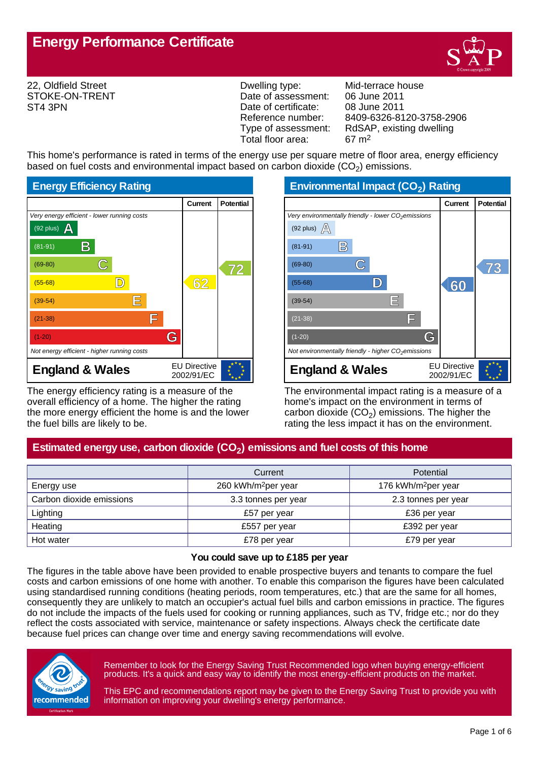# Energy Performance Certificate

22, Oldfield Street
STOKE-ON-TRENT
ST4 3PN

| | |
|---|---|
| Dwelling type: | Mid-terrace house |
| Date of assessment: | 06 June 2011 |
| Date of certificate: | 08 June 2011 |
| Reference number: | 8409-6326-8120-3758-2906 |
| Type of assessment: | RdSAP, existing dwelling |
| Total floor area: | 67 m$^2$ |

This home's performance is rated in terms of the energy use per square metre of floor area, energy efficiency based on fuel costs and environmental impact based on carbon dioxide ($CO_2$) emissions.

## Energy Efficiency Rating

| | Current | Potential |
|---|---|---|
| *Very energy efficient - lower running costs* | | |
| (92 plus) A | | |
| (81-91) B | | |
| (69-80) C | | 72 |
| (55-68) D | 62 | |
| (39-54) E | | |
| (21-38) F | | |
| (1-20) G | | |
| *Not energy efficient - higher running costs* | | |
| **England & Wales** — EU Directive 2002/91/EC | | |

The energy efficiency rating is a measure of the overall efficiency of a home. The higher the rating the more energy efficient the home is and the lower the fuel bills are likely to be.

## Environmental Impact ($CO_2$) Rating

| | Current | Potential |
|---|---|---|
| *Very environmentally friendly - lower $CO_2$ emissions* | | |
| (92 plus) A | | |
| (81-91) B | | |
| (69-80) C | | 73 |
| (55-68) D | 60 | |
| (39-54) E | | |
| (21-38) F | | |
| (1-20) G | | |
| *Not environmentally friendly - higher $CO_2$ emissions* | | |
| **England & Wales** — EU Directive 2002/91/EC | | |

The environmental impact rating is a measure of a home's impact on the environment in terms of carbon dioxide ($CO_2$) emissions. The higher the rating the less impact it has on the environment.

## Estimated energy use, carbon dioxide ($CO_2$) emissions and fuel costs of this home

| | Current | Potential |
|---|---|---|
| Energy use | 260 kWh/m$^2$per year | 176 kWh/m$^2$per year |
| Carbon dioxide emissions | 3.3 tonnes per year | 2.3 tonnes per year |
| Lighting | £57 per year | £36 per year |
| Heating | £557 per year | £392 per year |
| Hot water | £78 per year | £79 per year |

**You could save up to £185 per year**

The figures in the table above have been provided to enable prospective buyers and tenants to compare the fuel costs and carbon emissions of one home with another. To enable this comparison the figures have been calculated using standardised running conditions (heating periods, room temperatures, etc.) that are the same for all homes, consequently they are unlikely to match an occupier's actual fuel bills and carbon emissions in practice. The figures do not include the impacts of the fuels used for cooking or running appliances, such as TV, fridge etc.; nor do they reflect the costs associated with service, maintenance or safety inspections. Always check the certificate date because fuel prices can change over time and energy saving recommendations will evolve.

Remember to look for the Energy Saving Trust Recommended logo when buying energy-efficient products. It's a quick and easy way to identify the most energy-efficient products on the market.

This EPC and recommendations report may be given to the Energy Saving Trust to provide you with information on improving your dwelling's energy performance.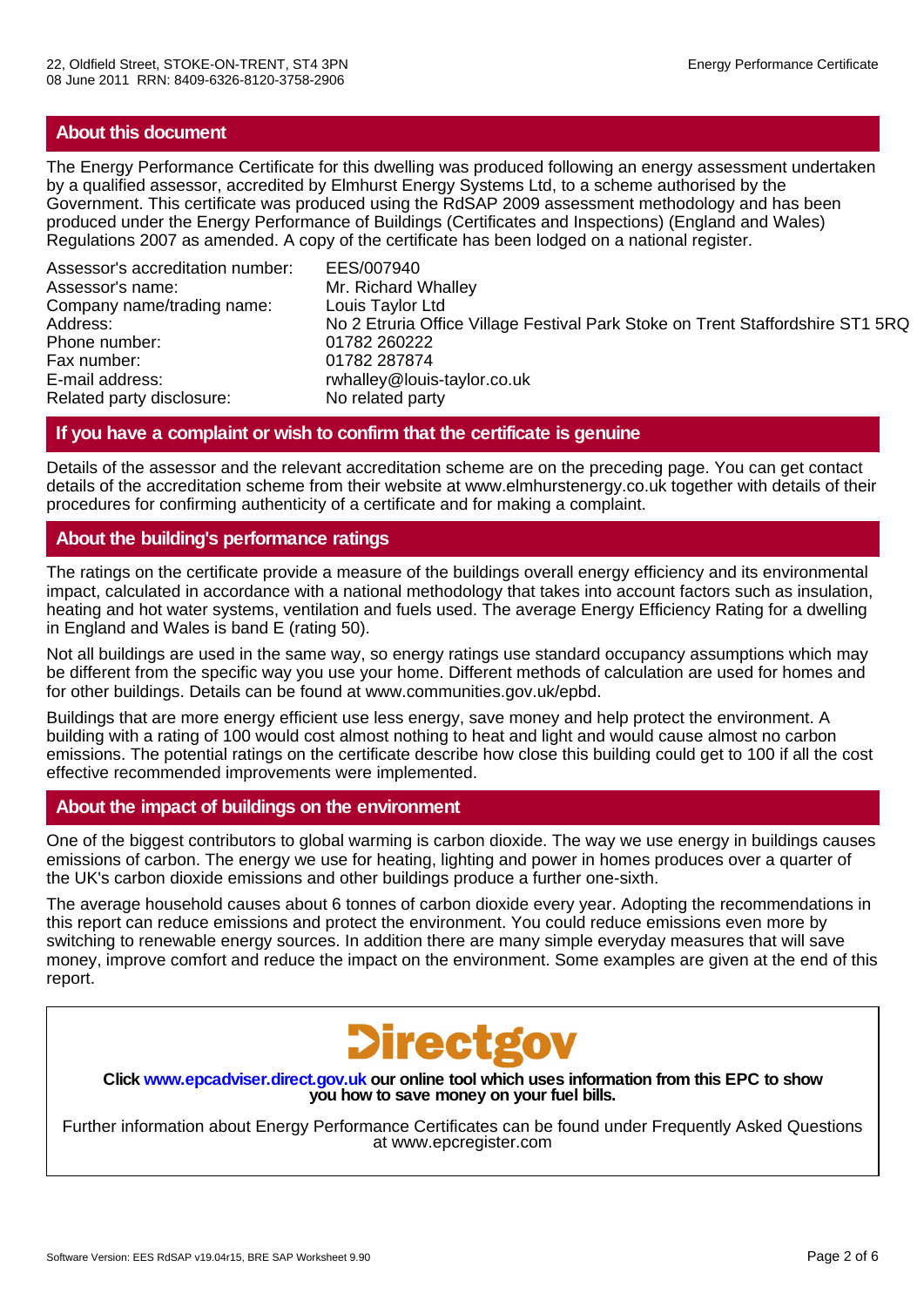## About this document

The Energy Performance Certificate for this dwelling was produced following an energy assessment undertaken by a qualified assessor, accredited by Elmhurst Energy Systems Ltd, to a scheme authorised by the Government. This certificate was produced using the RdSAP 2009 assessment methodology and has been produced under the Energy Performance of Buildings (Certificates and Inspections) (England and Wales) Regulations 2007 as amended. A copy of the certificate has been lodged on a national register.

| | |
|---|---|
| Assessor's accreditation number: | EES/007940 |
| Assessor's name: | Mr. Richard Whalley |
| Company name/trading name: | Louis Taylor Ltd |
| Address: | No 2 Etruria Office Village Festival Park Stoke on Trent Staffordshire ST1 5RQ |
| Phone number: | 01782 260222 |
| Fax number: | 01782 287874 |
| E-mail address: | rwhalley@louis-taylor.co.uk |
| Related party disclosure: | No related party |

## If you have a complaint or wish to confirm that the certificate is genuine

Details of the assessor and the relevant accreditation scheme are on the preceding page. You can get contact details of the accreditation scheme from their website at www.elmhurstenergy.co.uk together with details of their procedures for confirming authenticity of a certificate and for making a complaint.

## About the building's performance ratings

The ratings on the certificate provide a measure of the buildings overall energy efficiency and its environmental impact, calculated in accordance with a national methodology that takes into account factors such as insulation, heating and hot water systems, ventilation and fuels used. The average Energy Efficiency Rating for a dwelling in England and Wales is band E (rating 50).

Not all buildings are used in the same way, so energy ratings use standard occupancy assumptions which may be different from the specific way you use your home. Different methods of calculation are used for homes and for other buildings. Details can be found at www.communities.gov.uk/epbd.

Buildings that are more energy efficient use less energy, save money and help protect the environment. A building with a rating of 100 would cost almost nothing to heat and light and would cause almost no carbon emissions. The potential ratings on the certificate describe how close this building could get to 100 if all the cost effective recommended improvements were implemented.

## About the impact of buildings on the environment

One of the biggest contributors to global warming is carbon dioxide. The way we use energy in buildings causes emissions of carbon. The energy we use for heating, lighting and power in homes produces over a quarter of the UK's carbon dioxide emissions and other buildings produce a further one-sixth.

The average household causes about 6 tonnes of carbon dioxide every year. Adopting the recommendations in this report can reduce emissions and protect the environment. You could reduce emissions even more by switching to renewable energy sources. In addition there are many simple everyday measures that will save money, improve comfort and reduce the impact on the environment. Some examples are given at the end of this report.

Directgov

**Click www.epcadviser.direct.gov.uk our online tool which uses information from this EPC to show you how to save money on your fuel bills.**

Further information about Energy Performance Certificates can be found under Frequently Asked Questions at www.epcregister.com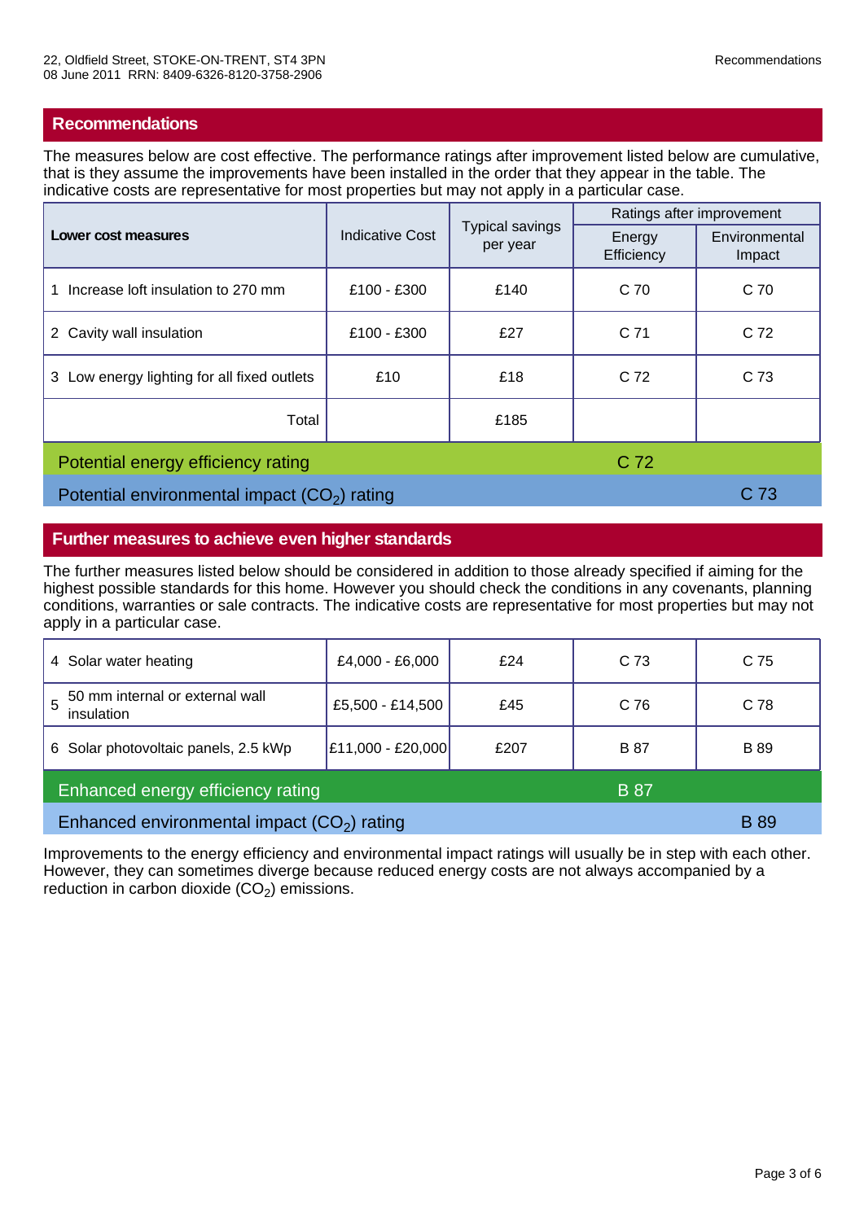## Recommendations

The measures below are cost effective. The performance ratings after improvement listed below are cumulative, that is they assume the improvements have been installed in the order that they appear in the table. The indicative costs are representative for most properties but may not apply in a particular case.

| Lower cost measures | Indicative Cost | Typical savings per year | Ratings after improvement | |
|---|---|---|---|---|
| | | | Energy Efficiency | Environmental Impact |
| 1 Increase loft insulation to 270 mm | £100 - £300 | £140 | C 70 | C 70 |
| 2 Cavity wall insulation | £100 - £300 | £27 | C 71 | C 72 |
| 3 Low energy lighting for all fixed outlets | £10 | £18 | C 72 | C 73 |
| Total | | £185 | | |
| Potential energy efficiency rating | | | C 72 | |
| Potential environmental impact ($CO_2$) rating | | | | C 73 |

## Further measures to achieve even higher standards

The further measures listed below should be considered in addition to those already specified if aiming for the highest possible standards for this home. However you should check the conditions in any covenants, planning conditions, warranties or sale contracts. The indicative costs are representative for most properties but may not apply in a particular case.

| Measure | Indicative Cost | Typical savings per year | Energy Efficiency | Environmental Impact |
|---|---|---|---|---|
| 4 Solar water heating | £4,000 - £6,000 | £24 | C 73 | C 75 |
| 5 50 mm internal or external wall insulation | £5,500 - £14,500 | £45 | C 76 | C 78 |
| 6 Solar photovoltaic panels, 2.5 kWp | £11,000 - £20,000 | £207 | B 87 | B 89 |
| Enhanced energy efficiency rating | | | B 87 | |
| Enhanced environmental impact ($CO_2$) rating | | | | B 89 |

Improvements to the energy efficiency and environmental impact ratings will usually be in step with each other. However, they can sometimes diverge because reduced energy costs are not always accompanied by a reduction in carbon dioxide ($CO_2$) emissions.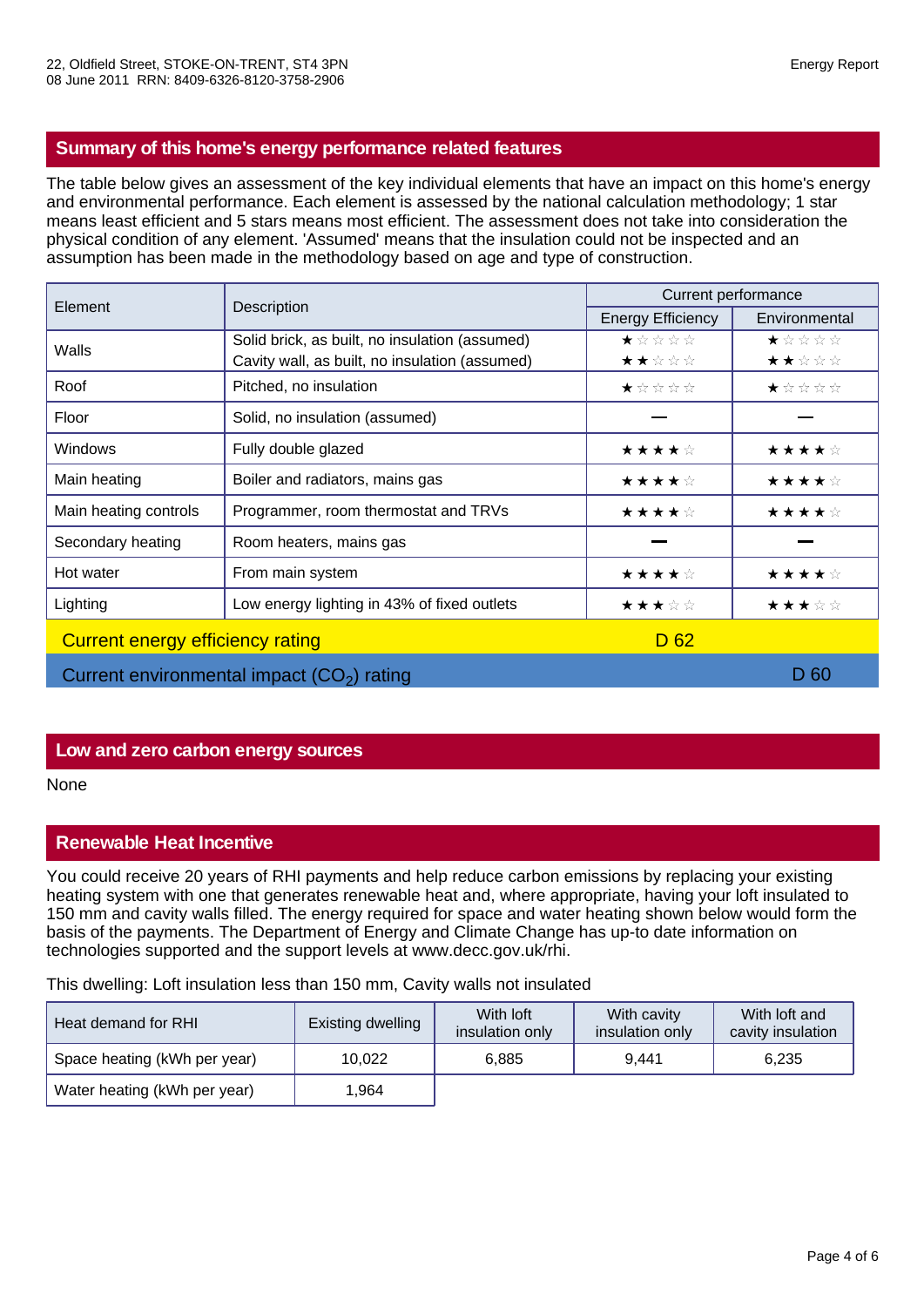22, Oldfield Street, STOKE-ON-TRENT, ST4 3PN
08 June 2011 RRN: 8409-6326-8120-3758-2906

## Summary of this home's energy performance related features

The table below gives an assessment of the key individual elements that have an impact on this home's energy and environmental performance. Each element is assessed by the national calculation methodology; 1 star means least efficient and 5 stars means most efficient. The assessment does not take into consideration the physical condition of any element. 'Assumed' means that the insulation could not be inspected and an assumption has been made in the methodology based on age and type of construction.

| Element | Description | Current performance | |
|---|---|---|---|
| | | Energy Efficiency | Environmental |
| Walls | Solid brick, as built, no insulation (assumed) | ★☆☆☆☆ | ★☆☆☆☆ |
| | Cavity wall, as built, no insulation (assumed) | ★★☆☆☆ | ★★☆☆☆ |
| Roof | Pitched, no insulation | ★☆☆☆☆ | ★☆☆☆☆ |
| Floor | Solid, no insulation (assumed) | — | — |
| Windows | Fully double glazed | ★★★★☆ | ★★★★☆ |
| Main heating | Boiler and radiators, mains gas | ★★★★☆ | ★★★★☆ |
| Main heating controls | Programmer, room thermostat and TRVs | ★★★★☆ | ★★★★☆ |
| Secondary heating | Room heaters, mains gas | — | — |
| Hot water | From main system | ★★★★☆ | ★★★★☆ |
| Lighting | Low energy lighting in 43% of fixed outlets | ★★★☆☆ | ★★★☆☆ |

Current energy efficiency rating: D 62

Current environmental impact ($CO_2$) rating: D 60

## Low and zero carbon energy sources

None

## Renewable Heat Incentive

You could receive 20 years of RHI payments and help reduce carbon emissions by replacing your existing heating system with one that generates renewable heat and, where appropriate, having your loft insulated to 150 mm and cavity walls filled. The energy required for space and water heating shown below would form the basis of the payments. The Department of Energy and Climate Change has up-to date information on technologies supported and the support levels at www.decc.gov.uk/rhi.

This dwelling: Loft insulation less than 150 mm, Cavity walls not insulated

| Heat demand for RHI | Existing dwelling | With loft insulation only | With cavity insulation only | With loft and cavity insulation |
|---|---|---|---|---|
| Space heating (kWh per year) | 10,022 | 6,885 | 9,441 | 6,235 |
| Water heating (kWh per year) | 1,964 | | | |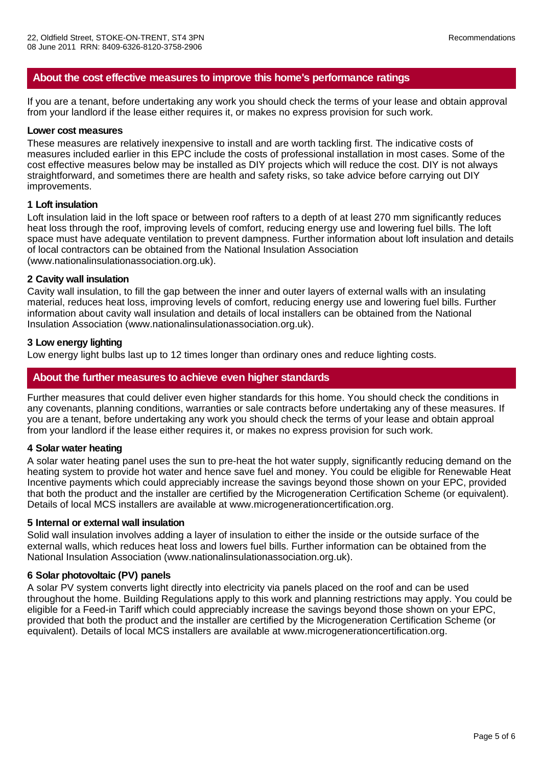## About the cost effective measures to improve this home's performance ratings

If you are a tenant, before undertaking any work you should check the terms of your lease and obtain approval from your landlord if the lease either requires it, or makes no express provision for such work.

**Lower cost measures**

These measures are relatively inexpensive to install and are worth tackling first. The indicative costs of measures included earlier in this EPC include the costs of professional installation in most cases. Some of the cost effective measures below may be installed as DIY projects which will reduce the cost. DIY is not always straightforward, and sometimes there are health and safety risks, so take advice before carrying out DIY improvements.

**1 Loft insulation**

Loft insulation laid in the loft space or between roof rafters to a depth of at least 270 mm significantly reduces heat loss through the roof, improving levels of comfort, reducing energy use and lowering fuel bills. The loft space must have adequate ventilation to prevent dampness. Further information about loft insulation and details of local contractors can be obtained from the National Insulation Association (www.nationalinsulationassociation.org.uk).

**2 Cavity wall insulation**

Cavity wall insulation, to fill the gap between the inner and outer layers of external walls with an insulating material, reduces heat loss, improving levels of comfort, reducing energy use and lowering fuel bills. Further information about cavity wall insulation and details of local installers can be obtained from the National Insulation Association (www.nationalinsulationassociation.org.uk).

**3 Low energy lighting**

Low energy light bulbs last up to 12 times longer than ordinary ones and reduce lighting costs.

## About the further measures to achieve even higher standards

Further measures that could deliver even higher standards for this home. You should check the conditions in any covenants, planning conditions, warranties or sale contracts before undertaking any of these measures. If you are a tenant, before undertaking any work you should check the terms of your lease and obtain approal from your landlord if the lease either requires it, or makes no express provision for such work.

**4 Solar water heating**

A solar water heating panel uses the sun to pre-heat the hot water supply, significantly reducing demand on the heating system to provide hot water and hence save fuel and money. You could be eligible for Renewable Heat Incentive payments which could appreciably increase the savings beyond those shown on your EPC, provided that both the product and the installer are certified by the Microgeneration Certification Scheme (or equivalent). Details of local MCS installers are available at www.microgenerationcertification.org.

**5 Internal or external wall insulation**

Solid wall insulation involves adding a layer of insulation to either the inside or the outside surface of the external walls, which reduces heat loss and lowers fuel bills. Further information can be obtained from the National Insulation Association (www.nationalinsulationassociation.org.uk).

**6 Solar photovoltaic (PV) panels**

A solar PV system converts light directly into electricity via panels placed on the roof and can be used throughout the home. Building Regulations apply to this work and planning restrictions may apply. You could be eligible for a Feed-in Tariff which could appreciably increase the savings beyond those shown on your EPC, provided that both the product and the installer are certified by the Microgeneration Certification Scheme (or equivalent). Details of local MCS installers are available at www.microgenerationcertification.org.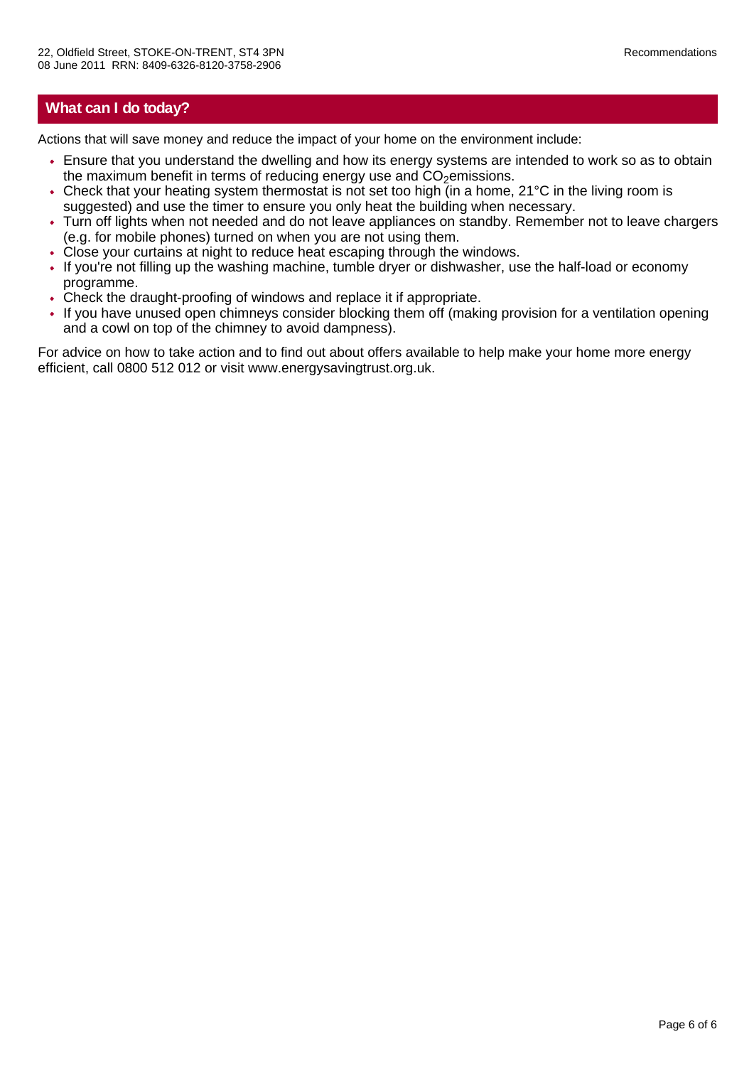## What can I do today?

Actions that will save money and reduce the impact of your home on the environment include:

- Ensure that you understand the dwelling and how its energy systems are intended to work so as to obtain the maximum benefit in terms of reducing energy use and $CO_2$emissions.
- Check that your heating system thermostat is not set too high (in a home, 21°C in the living room is suggested) and use the timer to ensure you only heat the building when necessary.
- Turn off lights when not needed and do not leave appliances on standby. Remember not to leave chargers (e.g. for mobile phones) turned on when you are not using them.
- Close your curtains at night to reduce heat escaping through the windows.
- If you're not filling up the washing machine, tumble dryer or dishwasher, use the half-load or economy programme.
- Check the draught-proofing of windows and replace it if appropriate.
- If you have unused open chimneys consider blocking them off (making provision for a ventilation opening and a cowl on top of the chimney to avoid dampness).

For advice on how to take action and to find out about offers available to help make your home more energy efficient, call 0800 512 012 or visit www.energysavingtrust.org.uk.